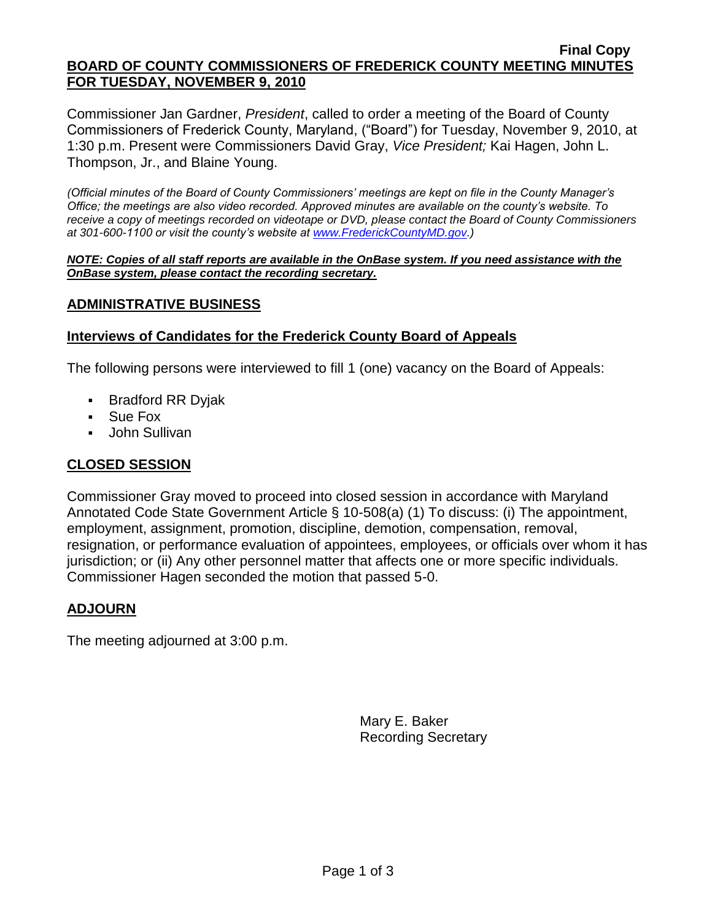**Final Copy**

# BOARD OF COUNTY COMMISSIONERS OF FREDERICK COUNTY MEETING MINUTES FOR TUESDAY, NOVEMBER 9, 2010

Commissioner Jan Gardner, *President*, called to order a meeting of the Board of County Commissioners of Frederick County, Maryland, ("Board") for Tuesday, November 9, 2010, at 1:30 p.m. Present were Commissioners David Gray, *Vice President;* Kai Hagen, John L. Thompson, Jr., and Blaine Young.

*(Official minutes of the Board of County Commissioners' meetings are kept on file in the County Manager's Office; the meetings are also video recorded. Approved minutes are available on the county's website. To receive a copy of meetings recorded on videotape or DVD, please contact the Board of County Commissioners at 301-600-1100 or visit the county's website at www.FrederickCountyMD.gov.)*

***NOTE: Copies of all staff reports are available in the OnBase system. If you need assistance with the OnBase system, please contact the recording secretary.***

## ADMINISTRATIVE BUSINESS

### Interviews of Candidates for the Frederick County Board of Appeals

The following persons were interviewed to fill 1 (one) vacancy on the Board of Appeals:

- Bradford RR Dyjak
- Sue Fox
- John Sullivan

## CLOSED SESSION

Commissioner Gray moved to proceed into closed session in accordance with Maryland Annotated Code State Government Article § 10-508(a) (1) To discuss: (i) The appointment, employment, assignment, promotion, discipline, demotion, compensation, removal, resignation, or performance evaluation of appointees, employees, or officials over whom it has jurisdiction; or (ii) Any other personnel matter that affects one or more specific individuals. Commissioner Hagen seconded the motion that passed 5-0.

## ADJOURN

The meeting adjourned at 3:00 p.m.

Mary E. Baker
Recording Secretary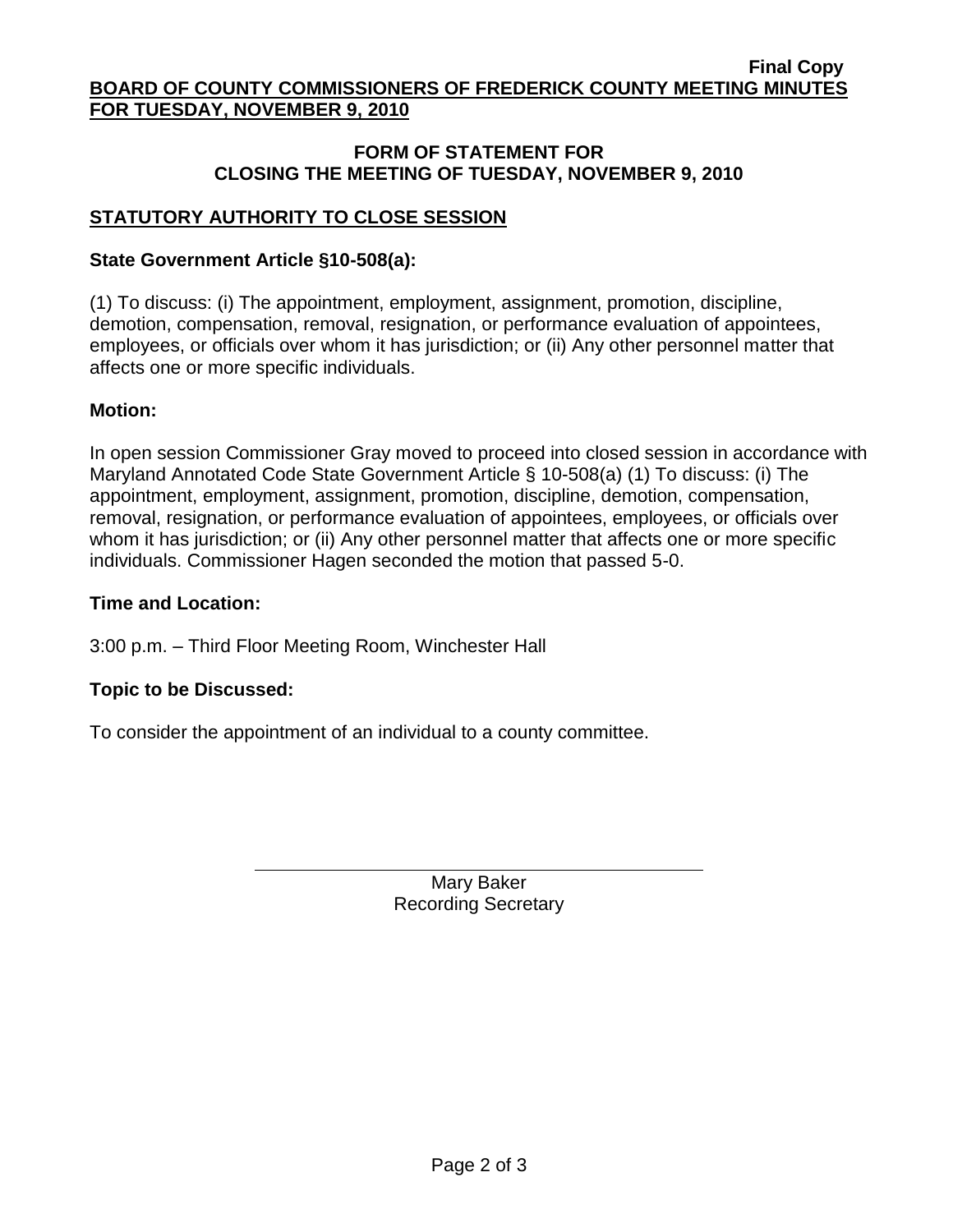**Final Copy**

**BOARD OF COUNTY COMMISSIONERS OF FREDERICK COUNTY MEETING MINUTES FOR TUESDAY, NOVEMBER 9, 2010**

## FORM OF STATEMENT FOR CLOSING THE MEETING OF TUESDAY, NOVEMBER 9, 2010

### STATUTORY AUTHORITY TO CLOSE SESSION

**State Government Article §10-508(a):**

(1) To discuss: (i) The appointment, employment, assignment, promotion, discipline, demotion, compensation, removal, resignation, or performance evaluation of appointees, employees, or officials over whom it has jurisdiction; or (ii) Any other personnel matter that affects one or more specific individuals.

**Motion:**

In open session Commissioner Gray moved to proceed into closed session in accordance with Maryland Annotated Code State Government Article § 10-508(a) (1) To discuss: (i) The appointment, employment, assignment, promotion, discipline, demotion, compensation, removal, resignation, or performance evaluation of appointees, employees, or officials over whom it has jurisdiction; or (ii) Any other personnel matter that affects one or more specific individuals. Commissioner Hagen seconded the motion that passed 5-0.

**Time and Location:**

3:00 p.m. – Third Floor Meeting Room, Winchester Hall

**Topic to be Discussed:**

To consider the appointment of an individual to a county committee.

Mary Baker
Recording Secretary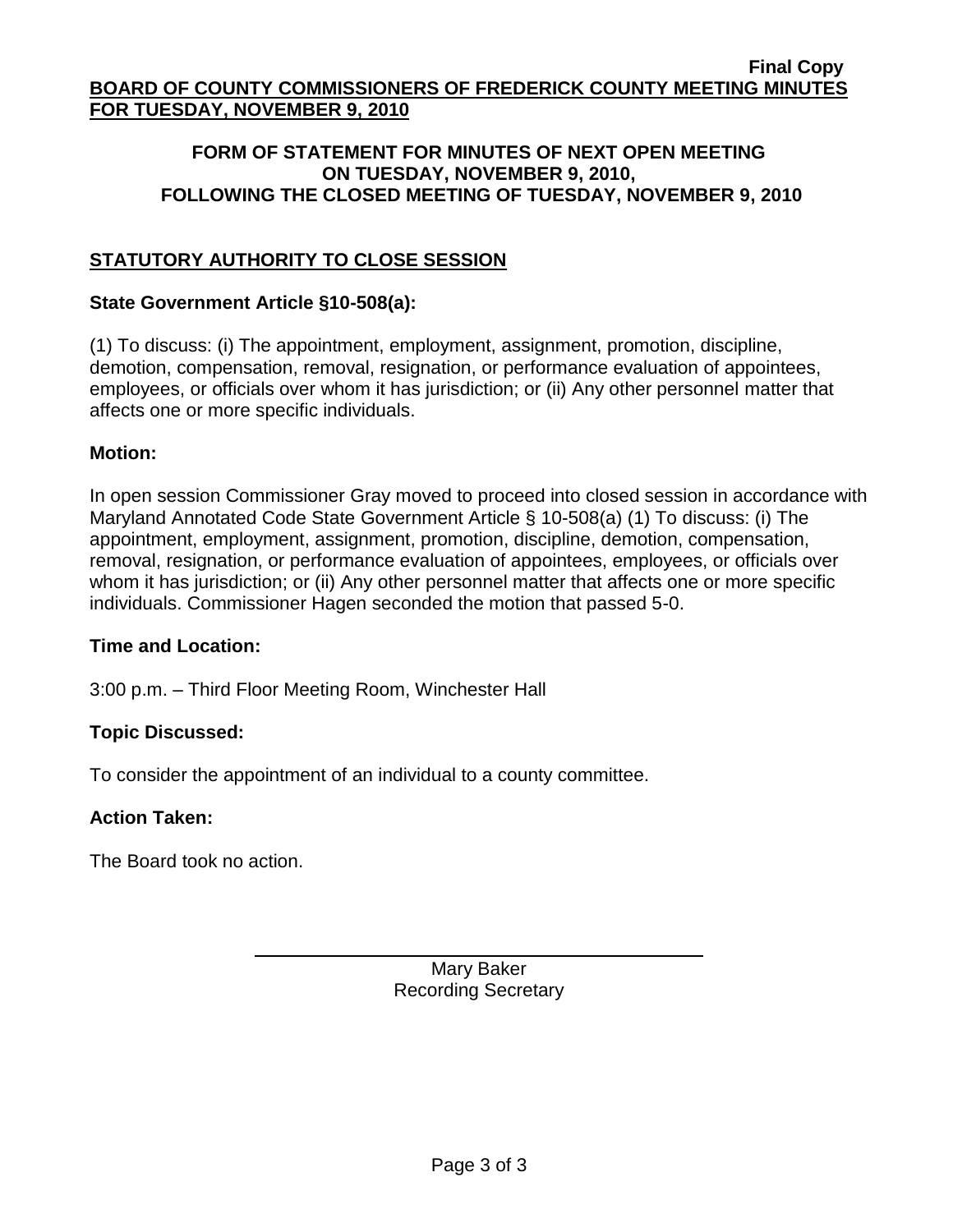**Final Copy**

**BOARD OF COUNTY COMMISSIONERS OF FREDERICK COUNTY MEETING MINUTES FOR TUESDAY, NOVEMBER 9, 2010**

**FORM OF STATEMENT FOR MINUTES OF NEXT OPEN MEETING ON TUESDAY, NOVEMBER 9, 2010, FOLLOWING THE CLOSED MEETING OF TUESDAY, NOVEMBER 9, 2010**

## STATUTORY AUTHORITY TO CLOSE SESSION

**State Government Article §10-508(a):**

(1) To discuss: (i) The appointment, employment, assignment, promotion, discipline, demotion, compensation, removal, resignation, or performance evaluation of appointees, employees, or officials over whom it has jurisdiction; or (ii) Any other personnel matter that affects one or more specific individuals.

**Motion:**

In open session Commissioner Gray moved to proceed into closed session in accordance with Maryland Annotated Code State Government Article § 10-508(a) (1) To discuss: (i) The appointment, employment, assignment, promotion, discipline, demotion, compensation, removal, resignation, or performance evaluation of appointees, employees, or officials over whom it has jurisdiction; or (ii) Any other personnel matter that affects one or more specific individuals. Commissioner Hagen seconded the motion that passed 5-0.

**Time and Location:**

3:00 p.m. – Third Floor Meeting Room, Winchester Hall

**Topic Discussed:**

To consider the appointment of an individual to a county committee.

**Action Taken:**

The Board took no action.

Mary Baker
Recording Secretary